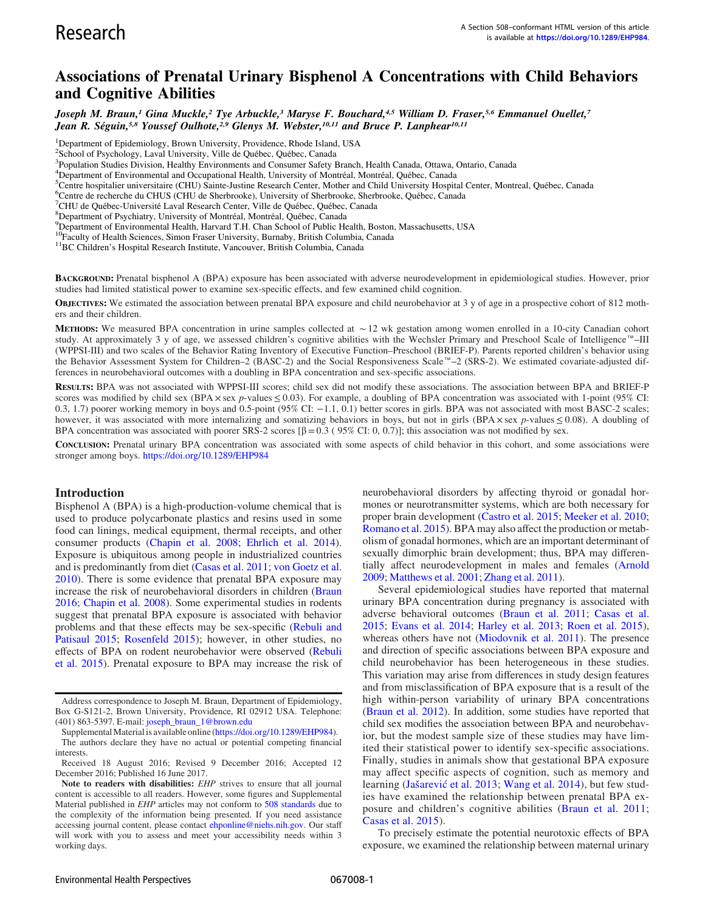Research

A Section 508–conformant HTML version of this article is available at https://doi.org/10.1289/EHP984.

# Associations of Prenatal Urinary Bisphenol A Concentrations with Child Behaviors and Cognitive Abilities

*Joseph M. Braun,[1] Gina Muckle,[2] Tye Arbuckle,[3] Maryse F. Bouchard,[4,5] William D. Fraser,[5,6] Emmanuel Ouellet,[7] Jean R. Séguin,[5,8] Youssef Oulhote,[2,9] Glenys M. Webster,[10,11] and Bruce P. Lanphear[10,11]*

[1]Department of Epidemiology, Brown University, Providence, Rhode Island, USA
[2]School of Psychology, Laval University, Ville de Québec, Québec, Canada
[3]Population Studies Division, Healthy Environments and Consumer Safety Branch, Health Canada, Ottawa, Ontario, Canada
[4]Department of Environmental and Occupational Health, University of Montréal, Montréal, Québec, Canada
[5]Centre hospitalier universitaire (CHU) Sainte-Justine Research Center, Mother and Child University Hospital Center, Montreal, Québec, Canada
[6]Centre de recherche du CHUS (CHU de Sherbrooke), University of Sherbrooke, Sherbrooke, Québec, Canada
[7]CHU de Québec-Université Laval Research Center, Ville de Québec, Québec, Canada
[8]Department of Psychiatry, University of Montréal, Montréal, Québec, Canada
[9]Department of Environmental Health, Harvard T.H. Chan School of Public Health, Boston, Massachusetts, USA
[10]Faculty of Health Sciences, Simon Fraser University, Burnaby, British Columbia, Canada
[11]BC Children's Hospital Research Institute, Vancouver, British Columbia, Canada

**Background:** Prenatal bisphenol A (BPA) exposure has been associated with adverse neurodevelopment in epidemiological studies. However, prior studies had limited statistical power to examine sex-specific effects, and few examined child cognition.

**Objectives:** We estimated the association between prenatal BPA exposure and child neurobehavior at 3 y of age in a prospective cohort of 812 mothers and their children.

**Methods:** We measured BPA concentration in urine samples collected at ∼12 wk gestation among women enrolled in a 10-city Canadian cohort study. At approximately 3 y of age, we assessed children's cognitive abilities with the Wechsler Primary and Preschool Scale of Intelligence™–III (WPPSI-III) and two scales of the Behavior Rating Inventory of Executive Function–Preschool (BRIEF-P). Parents reported children's behavior using the Behavior Assessment System for Children–2 (BASC-2) and the Social Responsiveness Scale™–2 (SRS-2). We estimated covariate-adjusted differences in neurobehavioral outcomes with a doubling in BPA concentration and sex-specific associations.

**Results:** BPA was not associated with WPPSI-III scores; child sex did not modify these associations. The association between BPA and BRIEF-P scores was modified by child sex (BPA × sex $p$-values $\leq 0.03$). For example, a doubling of BPA concentration was associated with 1-point (95% CI: 0.3, 1.7) poorer working memory in boys and 0.5-point (95% CI: −1.1, 0.1) better scores in girls. BPA was not associated with most BASC-2 scales; however, it was associated with more internalizing and somatizing behaviors in boys, but not in girls (BPA × sex $p$-values $\leq 0.08$). A doubling of BPA concentration was associated with poorer SRS-2 scores [$\beta = 0.3$ (95% CI: 0, 0.7)]; this association was not modified by sex.

**Conclusion:** Prenatal urinary BPA concentration was associated with some aspects of child behavior in this cohort, and some associations were stronger among boys. https://doi.org/10.1289/EHP984

## Introduction

Bisphenol A (BPA) is a high-production-volume chemical that is used to produce polycarbonate plastics and resins used in some food can linings, medical equipment, thermal receipts, and other consumer products (Chapin et al. 2008; Ehrlich et al. 2014). Exposure is ubiquitous among people in industrialized countries and is predominantly from diet (Casas et al. 2011; von Goetz et al. 2010). There is some evidence that prenatal BPA exposure may increase the risk of neurobehavioral disorders in children (Braun 2016; Chapin et al. 2008). Some experimental studies in rodents suggest that prenatal BPA exposure is associated with behavior problems and that these effects may be sex-specific (Rebuli and Patisaul 2015; Rosenfeld 2015); however, in other studies, no effects of BPA on rodent neurobehavior were observed (Rebuli et al. 2015). Prenatal exposure to BPA may increase the risk of neurobehavioral disorders by affecting thyroid or gonadal hormones or neurotransmitter systems, which are both necessary for proper brain development (Castro et al. 2015; Meeker et al. 2010; Romano et al. 2015). BPA may also affect the production or metabolism of gonadal hormones, which are an important determinant of sexually dimorphic brain development; thus, BPA may differentially affect neurodevelopment in males and females (Arnold 2009; Matthews et al. 2001; Zhang et al. 2011).

Several epidemiological studies have reported that maternal urinary BPA concentration during pregnancy is associated with adverse behavioral outcomes (Braun et al. 2011; Casas et al. 2015; Evans et al. 2014; Harley et al. 2013; Roen et al. 2015), whereas others have not (Miodovnik et al. 2011). The presence and direction of specific associations between BPA exposure and child neurobehavior has been heterogeneous in these studies. This variation may arise from differences in study design features and from misclassification of BPA exposure that is a result of the high within-person variability of urinary BPA concentrations (Braun et al. 2012). In addition, some studies have reported that child sex modifies the association between BPA and neurobehavior, but the modest sample size of these studies may have limited their statistical power to identify sex-specific associations. Finally, studies in animals show that gestational BPA exposure may affect specific aspects of cognition, such as memory and learning (Jašarević et al. 2013; Wang et al. 2014), but few studies have examined the relationship between prenatal BPA exposure and children's cognitive abilities (Braun et al. 2011; Casas et al. 2015).

To precisely estimate the potential neurotoxic effects of BPA exposure, we examined the relationship between maternal urinary

---

Address correspondence to Joseph M. Braun, Department of Epidemiology, Box G-S121-2, Brown University, Providence, RI 02912 USA. Telephone: (401) 863-5397. E-mail: joseph_braun_1@brown.edu

Supplemental Material is available online (https://doi.org/10.1289/EHP984).

The authors declare they have no actual or potential competing financial interests.

Received 18 August 2016; Revised 9 December 2016; Accepted 12 December 2016; Published 16 June 2017.

**Note to readers with disabilities:** *EHP* strives to ensure that all journal content is accessible to all readers. However, some figures and Supplemental Material published in *EHP* articles may not conform to 508 standards due to the complexity of the information being presented. If you need assistance accessing journal content, please contact ehponline@niehs.nih.gov. Our staff will work with you to assess and meet your accessibility needs within 3 working days.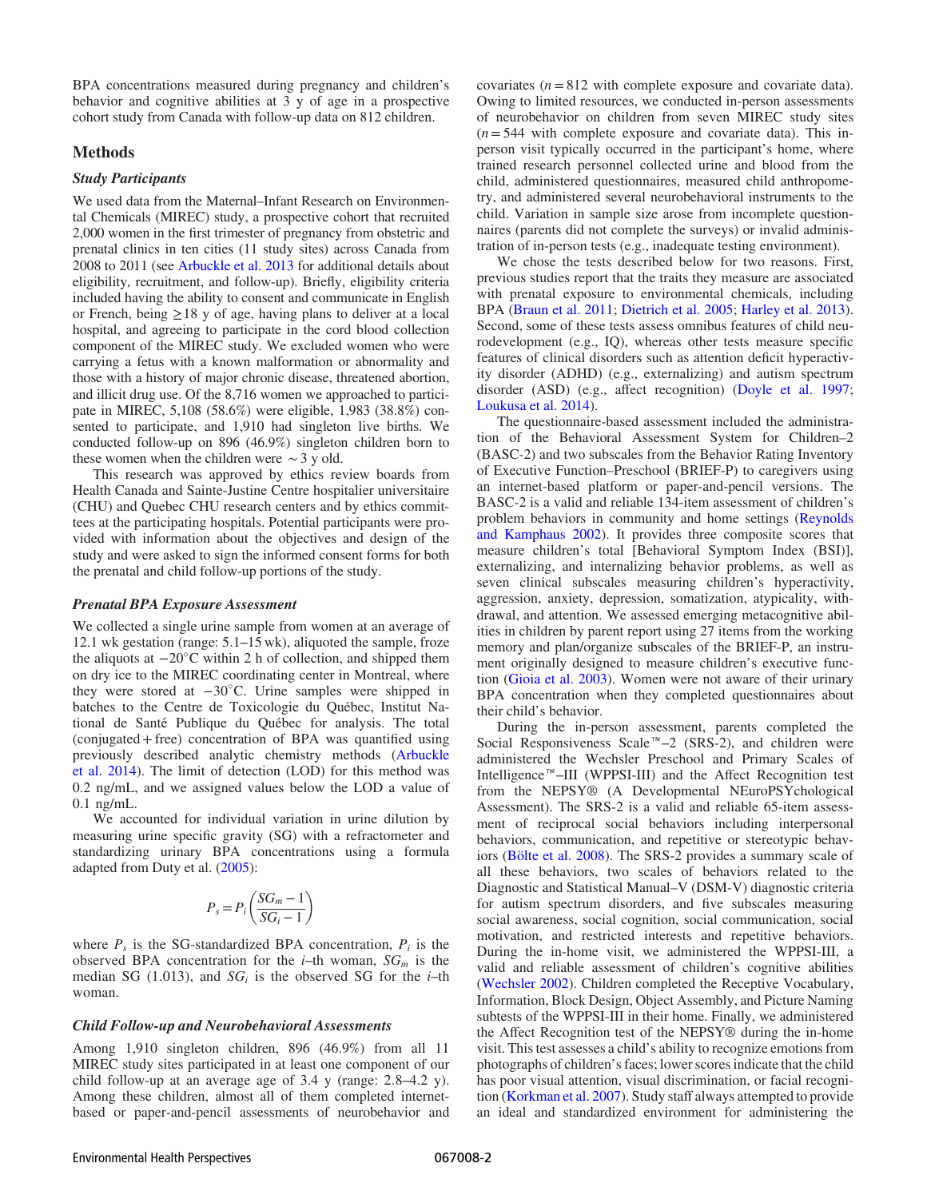BPA concentrations measured during pregnancy and children's behavior and cognitive abilities at 3 y of age in a prospective cohort study from Canada with follow-up data on 812 children.

## Methods

### Study Participants

We used data from the Maternal–Infant Research on Environmental Chemicals (MIREC) study, a prospective cohort that recruited 2,000 women in the first trimester of pregnancy from obstetric and prenatal clinics in ten cities (11 study sites) across Canada from 2008 to 2011 (see Arbuckle et al. 2013 for additional details about eligibility, recruitment, and follow-up). Briefly, eligibility criteria included having the ability to consent and communicate in English or French, being ≥18 y of age, having plans to deliver at a local hospital, and agreeing to participate in the cord blood collection component of the MIREC study. We excluded women who were carrying a fetus with a known malformation or abnormality and those with a history of major chronic disease, threatened abortion, and illicit drug use. Of the 8,716 women we approached to participate in MIREC, 5,108 (58.6%) were eligible, 1,983 (38.8%) consented to participate, and 1,910 had singleton live births. We conducted follow-up on 896 (46.9%) singleton children born to these women when the children were ∼3 y old.

This research was approved by ethics review boards from Health Canada and Sainte-Justine Centre hospitalier universitaire (CHU) and Quebec CHU research centers and by ethics committees at the participating hospitals. Potential participants were provided with information about the objectives and design of the study and were asked to sign the informed consent forms for both the prenatal and child follow-up portions of the study.

### Prenatal BPA Exposure Assessment

We collected a single urine sample from women at an average of 12.1 wk gestation (range: 5.1–15 wk), aliquoted the sample, froze the aliquots at −20°C within 2 h of collection, and shipped them on dry ice to the MIREC coordinating center in Montreal, where they were stored at −30°C. Urine samples were shipped in batches to the Centre de Toxicologie du Québec, Institut National de Santé Publique du Québec for analysis. The total (conjugated + free) concentration of BPA was quantified using previously described analytic chemistry methods (Arbuckle et al. 2014). The limit of detection (LOD) for this method was 0.2 ng/mL, and we assigned values below the LOD a value of 0.1 ng/mL.

We accounted for individual variation in urine dilution by measuring urine specific gravity (SG) with a refractometer and standardizing urinary BPA concentrations using a formula adapted from Duty et al. (2005):

$$P_s = P_i\left(\frac{SG_m - 1}{SG_i - 1}\right)$$

where $P_s$ is the SG-standardized BPA concentration, $P_i$ is the observed BPA concentration for the $i$–th woman, $SG_m$ is the median SG (1.013), and $SG_i$ is the observed SG for the $i$–th woman.

### Child Follow-up and Neurobehavioral Assessments

Among 1,910 singleton children, 896 (46.9%) from all 11 MIREC study sites participated in at least one component of our child follow-up at an average age of 3.4 y (range: 2.8–4.2 y). Among these children, almost all of them completed internet-based or paper-and-pencil assessments of neurobehavior and covariates ($n = 812$ with complete exposure and covariate data). Owing to limited resources, we conducted in-person assessments of neurobehavior on children from seven MIREC study sites ($n = 544$ with complete exposure and covariate data). This in-person visit typically occurred in the participant's home, where trained research personnel collected urine and blood from the child, administered questionnaires, measured child anthropometry, and administered several neurobehavioral instruments to the child. Variation in sample size arose from incomplete questionnaires (parents did not complete the surveys) or invalid administration of in-person tests (e.g., inadequate testing environment).

We chose the tests described below for two reasons. First, previous studies report that the traits they measure are associated with prenatal exposure to environmental chemicals, including BPA (Braun et al. 2011; Dietrich et al. 2005; Harley et al. 2013). Second, some of these tests assess omnibus features of child neurodevelopment (e.g., IQ), whereas other tests measure specific features of clinical disorders such as attention deficit hyperactivity disorder (ADHD) (e.g., externalizing) and autism spectrum disorder (ASD) (e.g., affect recognition) (Doyle et al. 1997; Loukusa et al. 2014).

The questionnaire-based assessment included the administration of the Behavioral Assessment System for Children–2 (BASC-2) and two subscales from the Behavior Rating Inventory of Executive Function–Preschool (BRIEF-P) to caregivers using an internet-based platform or paper-and-pencil versions. The BASC-2 is a valid and reliable 134-item assessment of children's problem behaviors in community and home settings (Reynolds and Kamphaus 2002). It provides three composite scores that measure children's total [Behavioral Symptom Index (BSI)], externalizing, and internalizing behavior problems, as well as seven clinical subscales measuring children's hyperactivity, aggression, anxiety, depression, somatization, atypicality, withdrawal, and attention. We assessed emerging metacognitive abilities in children by parent report using 27 items from the working memory and plan/organize subscales of the BRIEF-P, an instrument originally designed to measure children's executive function (Gioia et al. 2003). Women were not aware of their urinary BPA concentration when they completed questionnaires about their child's behavior.

During the in-person assessment, parents completed the Social Responsiveness Scale™–2 (SRS-2), and children were administered the Wechsler Preschool and Primary Scales of Intelligence™–III (WPPSI-III) and the Affect Recognition test from the NEPSY® (A Developmental NEuroPSYchological Assessment). The SRS-2 is a valid and reliable 65-item assessment of reciprocal social behaviors including interpersonal behaviors, communication, and repetitive or stereotypic behaviors (Bölte et al. 2008). The SRS-2 provides a summary scale of all these behaviors, two scales of behaviors related to the Diagnostic and Statistical Manual–V (DSM-V) diagnostic criteria for autism spectrum disorders, and five subscales measuring social awareness, social cognition, social communication, social motivation, and restricted interests and repetitive behaviors. During the in-home visit, we administered the WPPSI-III, a valid and reliable assessment of children's cognitive abilities (Wechsler 2002). Children completed the Receptive Vocabulary, Information, Block Design, Object Assembly, and Picture Naming subtests of the WPPSI-III in their home. Finally, we administered the Affect Recognition test of the NEPSY® during the in-home visit. This test assesses a child's ability to recognize emotions from photographs of children's faces; lower scores indicate that the child has poor visual attention, visual discrimination, or facial recognition (Korkman et al. 2007). Study staff always attempted to provide an ideal and standardized environment for administering the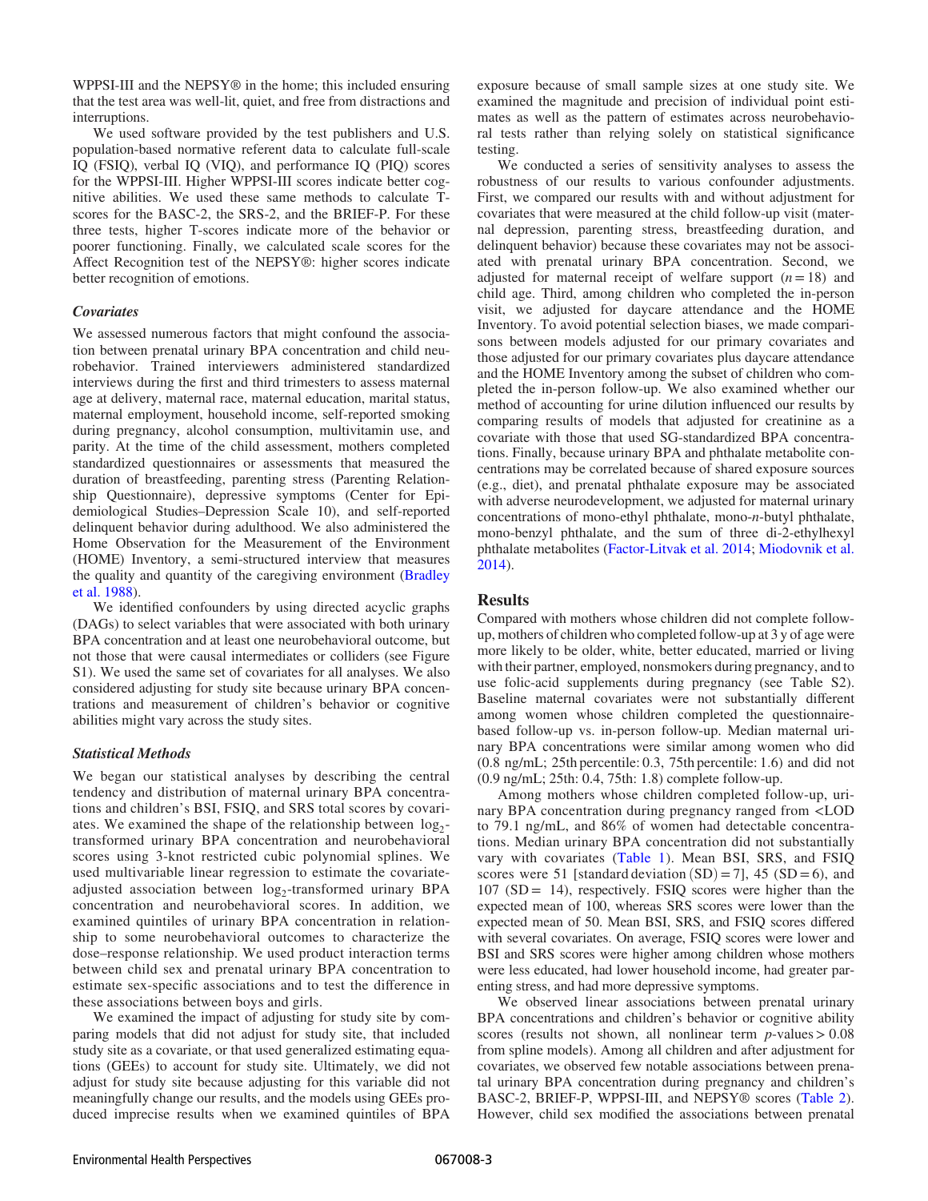WPPSI-III and the NEPSY® in the home; this included ensuring that the test area was well-lit, quiet, and free from distractions and interruptions.

We used software provided by the test publishers and U.S. population-based normative referent data to calculate full-scale IQ (FSIQ), verbal IQ (VIQ), and performance IQ (PIQ) scores for the WPPSI-III. Higher WPPSI-III scores indicate better cognitive abilities. We used these same methods to calculate T-scores for the BASC-2, the SRS-2, and the BRIEF-P. For these three tests, higher T-scores indicate more of the behavior or poorer functioning. Finally, we calculated scale scores for the Affect Recognition test of the NEPSY®: higher scores indicate better recognition of emotions.

### Covariates

We assessed numerous factors that might confound the association between prenatal urinary BPA concentration and child neurobehavior. Trained interviewers administered standardized interviews during the first and third trimesters to assess maternal age at delivery, maternal race, maternal education, marital status, maternal employment, household income, self-reported smoking during pregnancy, alcohol consumption, multivitamin use, and parity. At the time of the child assessment, mothers completed standardized questionnaires or assessments that measured the duration of breastfeeding, parenting stress (Parenting Relationship Questionnaire), depressive symptoms (Center for Epidemiological Studies–Depression Scale 10), and self-reported delinquent behavior during adulthood. We also administered the Home Observation for the Measurement of the Environment (HOME) Inventory, a semi-structured interview that measures the quality and quantity of the caregiving environment (Bradley et al. 1988).

We identified confounders by using directed acyclic graphs (DAGs) to select variables that were associated with both urinary BPA concentration and at least one neurobehavioral outcome, but not those that were causal intermediates or colliders (see Figure S1). We used the same set of covariates for all analyses. We also considered adjusting for study site because urinary BPA concentrations and measurement of children's behavior or cognitive abilities might vary across the study sites.

### Statistical Methods

We began our statistical analyses by describing the central tendency and distribution of maternal urinary BPA concentrations and children's BSI, FSIQ, and SRS total scores by covariates. We examined the shape of the relationship between $\log_2$-transformed urinary BPA concentration and neurobehavioral scores using 3-knot restricted cubic polynomial splines. We used multivariable linear regression to estimate the covariate-adjusted association between $\log_2$-transformed urinary BPA concentration and neurobehavioral scores. In addition, we examined quintiles of urinary BPA concentration in relationship to some neurobehavioral outcomes to characterize the dose–response relationship. We used product interaction terms between child sex and prenatal urinary BPA concentration to estimate sex-specific associations and to test the difference in these associations between boys and girls.

We examined the impact of adjusting for study site by comparing models that did not adjust for study site, that included study site as a covariate, or that used generalized estimating equations (GEEs) to account for study site. Ultimately, we did not adjust for study site because adjusting for this variable did not meaningfully change our results, and the models using GEEs produced imprecise results when we examined quintiles of BPA exposure because of small sample sizes at one study site. We examined the magnitude and precision of individual point estimates as well as the pattern of estimates across neurobehavioral tests rather than relying solely on statistical significance testing.

We conducted a series of sensitivity analyses to assess the robustness of our results to various confounder adjustments. First, we compared our results with and without adjustment for covariates that were measured at the child follow-up visit (maternal depression, parenting stress, breastfeeding duration, and delinquent behavior) because these covariates may not be associated with prenatal urinary BPA concentration. Second, we adjusted for maternal receipt of welfare support ($n = 18$) and child age. Third, among children who completed the in-person visit, we adjusted for daycare attendance and the HOME Inventory. To avoid potential selection biases, we made comparisons between models adjusted for our primary covariates and those adjusted for our primary covariates plus daycare attendance and the HOME Inventory among the subset of children who completed the in-person follow-up. We also examined whether our method of accounting for urine dilution influenced our results by comparing results of models that adjusted for creatinine as a covariate with those that used SG-standardized BPA concentrations. Finally, because urinary BPA and phthalate metabolite concentrations may be correlated because of shared exposure sources (e.g., diet), and prenatal phthalate exposure may be associated with adverse neurodevelopment, we adjusted for maternal urinary concentrations of mono-ethyl phthalate, mono-*n*-butyl phthalate, mono-benzyl phthalate, and the sum of three di-2-ethylhexyl phthalate metabolites (Factor-Litvak et al. 2014; Miodovnik et al. 2014).

## Results

Compared with mothers whose children did not complete follow-up, mothers of children who completed follow-up at 3 y of age were more likely to be older, white, better educated, married or living with their partner, employed, nonsmokers during pregnancy, and to use folic-acid supplements during pregnancy (see Table S2). Baseline maternal covariates were not substantially different among women whose children completed the questionnaire-based follow-up vs. in-person follow-up. Median maternal urinary BPA concentrations were similar among women who did (0.8 ng/mL; 25th percentile: 0.3, 75th percentile: 1.6) and did not (0.9 ng/mL; 25th: 0.4, 75th: 1.8) complete follow-up.

Among mothers whose children completed follow-up, urinary BPA concentration during pregnancy ranged from <LOD to 79.1 ng/mL, and 86% of women had detectable concentrations. Median urinary BPA concentration did not substantially vary with covariates (Table 1). Mean BSI, SRS, and FSIQ scores were 51 [standard deviation (SD) = 7], 45 (SD = 6), and 107 (SD = 14), respectively. FSIQ scores were higher than the expected mean of 100, whereas SRS scores were lower than the expected mean of 50. Mean BSI, SRS, and FSIQ scores differed with several covariates. On average, FSIQ scores were lower and BSI and SRS scores were higher among children whose mothers were less educated, had lower household income, had greater parenting stress, and had more depressive symptoms.

We observed linear associations between prenatal urinary BPA concentrations and children's behavior or cognitive ability scores (results not shown, all nonlinear term $p$-values > 0.08 from spline models). Among all children and after adjustment for covariates, we observed few notable associations between prenatal urinary BPA concentration during pregnancy and children's BASC-2, BRIEF-P, WPPSI-III, and NEPSY® scores (Table 2). However, child sex modified the associations between prenatal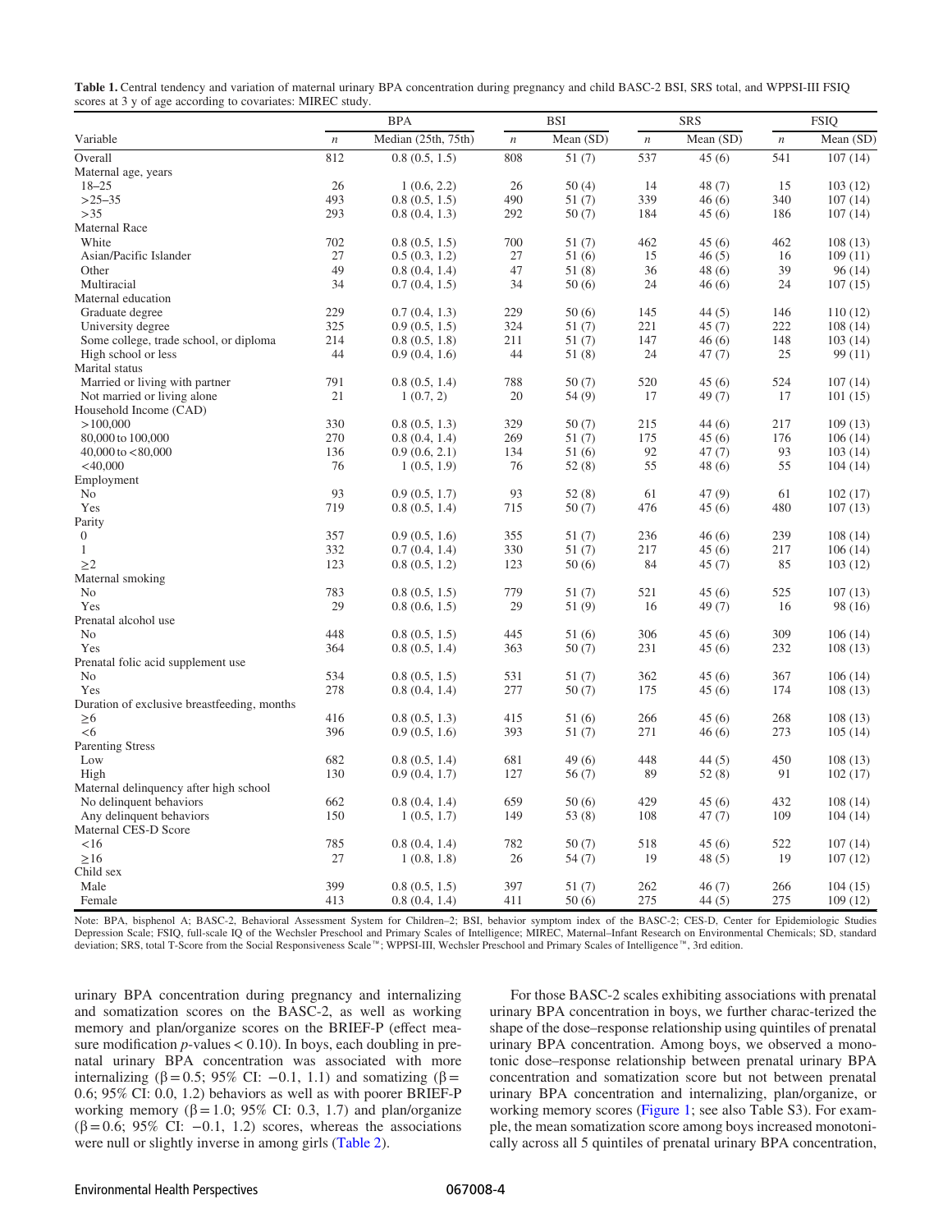**Table 1.** Central tendency and variation of maternal urinary BPA concentration during pregnancy and child BASC-2 BSI, SRS total, and WPPSI-III FSIQ scores at 3 y of age according to covariates: MIREC study.

| Variable | BPA | | BSI | | SRS | | FSIQ | |
|---|---|---|---|---|---|---|---|---|
| | *n* | Median (25th, 75th) | *n* | Mean (SD) | *n* | Mean (SD) | *n* | Mean (SD) |
| Overall | 812 | 0.8 (0.5, 1.5) | 808 | 51 (7) | 537 | 45 (6) | 541 | 107 (14) |
| Maternal age, years | | | | | | | | |
| 18–25 | 26 | 1 (0.6, 2.2) | 26 | 50 (4) | 14 | 48 (7) | 15 | 103 (12) |
| >25–35 | 493 | 0.8 (0.5, 1.5) | 490 | 51 (7) | 339 | 46 (6) | 340 | 107 (14) |
| >35 | 293 | 0.8 (0.4, 1.3) | 292 | 50 (7) | 184 | 45 (6) | 186 | 107 (14) |
| Maternal Race | | | | | | | | |
| White | 702 | 0.8 (0.5, 1.5) | 700 | 51 (7) | 462 | 45 (6) | 462 | 108 (13) |
| Asian/Pacific Islander | 27 | 0.5 (0.3, 1.2) | 27 | 51 (6) | 15 | 46 (5) | 16 | 109 (11) |
| Other | 49 | 0.8 (0.4, 1.4) | 47 | 51 (8) | 36 | 48 (6) | 39 | 96 (14) |
| Multiracial | 34 | 0.7 (0.4, 1.5) | 34 | 50 (6) | 24 | 46 (6) | 24 | 107 (15) |
| Maternal education | | | | | | | | |
| Graduate degree | 229 | 0.7 (0.4, 1.3) | 229 | 50 (6) | 145 | 44 (5) | 146 | 110 (12) |
| University degree | 325 | 0.9 (0.5, 1.5) | 324 | 51 (7) | 221 | 45 (7) | 222 | 108 (14) |
| Some college, trade school, or diploma | 214 | 0.8 (0.5, 1.8) | 211 | 51 (7) | 147 | 46 (6) | 148 | 103 (14) |
| High school or less | 44 | 0.9 (0.4, 1.6) | 44 | 51 (8) | 24 | 47 (7) | 25 | 99 (11) |
| Marital status | | | | | | | | |
| Married or living with partner | 791 | 0.8 (0.5, 1.4) | 788 | 50 (7) | 520 | 45 (6) | 524 | 107 (14) |
| Not married or living alone | 21 | 1 (0.7, 2) | 20 | 54 (9) | 17 | 49 (7) | 17 | 101 (15) |
| Household Income (CAD) | | | | | | | | |
| >100,000 | 330 | 0.8 (0.5, 1.3) | 329 | 50 (7) | 215 | 44 (6) | 217 | 109 (13) |
| 80,000 to 100,000 | 270 | 0.8 (0.4, 1.4) | 269 | 51 (7) | 175 | 45 (6) | 176 | 106 (14) |
| 40,000 to <80,000 | 136 | 0.9 (0.6, 2.1) | 134 | 51 (6) | 92 | 47 (7) | 93 | 103 (14) |
| <40,000 | 76 | 1 (0.5, 1.9) | 76 | 52 (8) | 55 | 48 (6) | 55 | 104 (14) |
| Employment | | | | | | | | |
| No | 93 | 0.9 (0.5, 1.7) | 93 | 52 (8) | 61 | 47 (9) | 61 | 102 (17) |
| Yes | 719 | 0.8 (0.5, 1.4) | 715 | 50 (7) | 476 | 45 (6) | 480 | 107 (13) |
| Parity | | | | | | | | |
| 0 | 357 | 0.9 (0.5, 1.6) | 355 | 51 (7) | 236 | 46 (6) | 239 | 108 (14) |
| 1 | 332 | 0.7 (0.4, 1.4) | 330 | 51 (7) | 217 | 45 (6) | 217 | 106 (14) |
| ≥2 | 123 | 0.8 (0.5, 1.2) | 123 | 50 (6) | 84 | 45 (7) | 85 | 103 (12) |
| Maternal smoking | | | | | | | | |
| No | 783 | 0.8 (0.5, 1.5) | 779 | 51 (7) | 521 | 45 (6) | 525 | 107 (13) |
| Yes | 29 | 0.8 (0.6, 1.5) | 29 | 51 (9) | 16 | 49 (7) | 16 | 98 (16) |
| Prenatal alcohol use | | | | | | | | |
| No | 448 | 0.8 (0.5, 1.5) | 445 | 51 (6) | 306 | 45 (6) | 309 | 106 (14) |
| Yes | 364 | 0.8 (0.5, 1.4) | 363 | 50 (7) | 231 | 45 (6) | 232 | 108 (13) |
| Prenatal folic acid supplement use | | | | | | | | |
| No | 534 | 0.8 (0.5, 1.5) | 531 | 51 (7) | 362 | 45 (6) | 367 | 106 (14) |
| Yes | 278 | 0.8 (0.4, 1.4) | 277 | 50 (7) | 175 | 45 (6) | 174 | 108 (13) |
| Duration of exclusive breastfeeding, months | | | | | | | | |
| ≥6 | 416 | 0.8 (0.5, 1.3) | 415 | 51 (6) | 266 | 45 (6) | 268 | 108 (13) |
| <6 | 396 | 0.9 (0.5, 1.6) | 393 | 51 (7) | 271 | 46 (6) | 273 | 105 (14) |
| Parenting Stress | | | | | | | | |
| Low | 682 | 0.8 (0.5, 1.4) | 681 | 49 (6) | 448 | 44 (5) | 450 | 108 (13) |
| High | 130 | 0.9 (0.4, 1.7) | 127 | 56 (7) | 89 | 52 (8) | 91 | 102 (17) |
| Maternal delinquency after high school | | | | | | | | |
| No delinquent behaviors | 662 | 0.8 (0.4, 1.4) | 659 | 50 (6) | 429 | 45 (6) | 432 | 108 (14) |
| Any delinquent behaviors | 150 | 1 (0.5, 1.7) | 149 | 53 (8) | 108 | 47 (7) | 109 | 104 (14) |
| Maternal CES-D Score | | | | | | | | |
| <16 | 785 | 0.8 (0.4, 1.4) | 782 | 50 (7) | 518 | 45 (6) | 522 | 107 (14) |
| ≥16 | 27 | 1 (0.8, 1.8) | 26 | 54 (7) | 19 | 48 (5) | 19 | 107 (12) |
| Child sex | | | | | | | | |
| Male | 399 | 0.8 (0.5, 1.5) | 397 | 51 (7) | 262 | 46 (7) | 266 | 104 (15) |
| Female | 413 | 0.8 (0.4, 1.4) | 411 | 50 (6) | 275 | 44 (5) | 275 | 109 (12) |

Note: BPA, bisphenol A; BASC-2, Behavioral Assessment System for Children–2; BSI, behavior symptom index of the BASC-2; CES-D, Center for Epidemiologic Studies Depression Scale; FSIQ, full-scale IQ of the Wechsler Preschool and Primary Scales of Intelligence; MIREC, Maternal–Infant Research on Environmental Chemicals; SD, standard deviation; SRS, total T-Score from the Social Responsiveness Scale™; WPPSI-III, Wechsler Preschool and Primary Scales of Intelligence™, 3rd edition.

urinary BPA concentration during pregnancy and internalizing and somatization scores on the BASC-2, as well as working memory and plan/organize scores on the BRIEF-P (effect measure modification *p*-values $< 0.10$). In boys, each doubling in prenatal urinary BPA concentration was associated with more internalizing ($\beta = 0.5$; 95% CI: $-0.1$, 1.1) and somatizing ($\beta = 0.6$; 95% CI: 0.0, 1.2) behaviors as well as with poorer BRIEF-P working memory ($\beta = 1.0$; 95% CI: 0.3, 1.7) and plan/organize ($\beta = 0.6$; 95% CI: $-0.1$, 1.2) scores, whereas the associations were null or slightly inverse in among girls (Table 2).

For those BASC-2 scales exhibiting associations with prenatal urinary BPA concentration in boys, we further charac-terized the shape of the dose–response relationship using quintiles of prenatal urinary BPA concentration. Among boys, we observed a monotonic dose–response relationship between prenatal urinary BPA concentration and somatization score but not between prenatal urinary BPA concentration and internalizing, plan/organize, or working memory scores (Figure 1; see also Table S3). For example, the mean somatization score among boys increased monotonically across all 5 quintiles of prenatal urinary BPA concentration,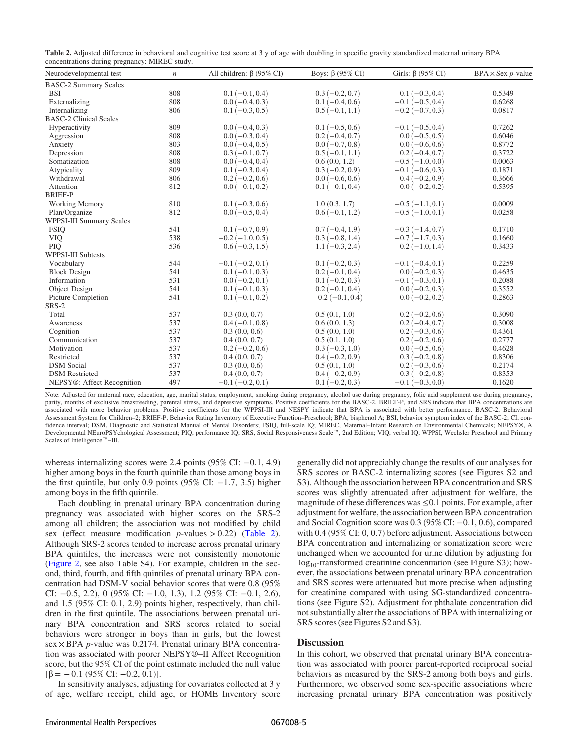**Table 2.** Adjusted difference in behavioral and cognitive test score at 3 y of age with doubling in specific gravity standardized maternal urinary BPA concentrations during pregnancy: MIREC study.

| Neurodevelopmental test | *n* | All children: β (95% CI) | Boys: β (95% CI) | Girls: β (95% CI) | BPA × Sex *p*-value |
|---|---|---|---|---|---|
| BASC-2 Summary Scales | | | | | |
| BSI | 808 | 0.1 (−0.1, 0.4) | 0.3 (−0.2, 0.7) | 0.1 (−0.3, 0.4) | 0.5349 |
| Externalizing | 808 | 0.0 (−0.4, 0.3) | 0.1 (−0.4, 0.6) | −0.1 (−0.5, 0.4) | 0.6268 |
| Internalizing | 806 | 0.1 (−0.3, 0.5) | 0.5 (−0.1, 1.1) | −0.2 (−0.7, 0.3) | 0.0817 |
| BASC-2 Clinical Scales | | | | | |
| Hyperactivity | 809 | 0.0 (−0.4, 0.3) | 0.1 (−0.5, 0.6) | −0.1 (−0.5, 0.4) | 0.7262 |
| Aggression | 808 | 0.0 (−0.3, 0.4) | 0.2 (−0.4, 0.7) | 0.0 (−0.5, 0.5) | 0.6046 |
| Anxiety | 803 | 0.0 (−0.4, 0.5) | 0.0 (−0.7, 0.8) | 0.0 (−0.6, 0.6) | 0.8772 |
| Depression | 808 | 0.3 (−0.1, 0.7) | 0.5 (−0.1, 1.1) | 0.2 (−0.4, 0.7) | 0.3722 |
| Somatization | 808 | 0.0 (−0.4, 0.4) | 0.6 (0.0, 1.2) | −0.5 (−1.0, 0.0) | 0.0063 |
| Atypicality | 809 | 0.1 (−0.3, 0.4) | 0.3 (−0.2, 0.9) | −0.1 (−0.6, 0.3) | 0.1871 |
| Withdrawal | 806 | 0.2 (−0.2, 0.6) | 0.0 (−0.6, 0.6) | 0.4 (−0.2, 0.9) | 0.3666 |
| Attention | 812 | 0.0 (−0.1, 0.2) | 0.1 (−0.1, 0.4) | 0.0 (−0.2, 0.2) | 0.5395 |
| BRIEF-P | | | | | |
| Working Memory | 810 | 0.1 (−0.3, 0.6) | 1.0 (0.3, 1.7) | −0.5 (−1.1, 0.1) | 0.0009 |
| Plan/Organize | 812 | 0.0 (−0.5, 0.4) | 0.6 (−0.1, 1.2) | −0.5 (−1.0, 0.1) | 0.0258 |
| WPPSI-III Summary Scales | | | | | |
| FSIQ | 541 | 0.1 (−0.7, 0.9) | 0.7 (−0.4, 1.9) | −0.3 (−1.4, 0.7) | 0.1710 |
| VIQ | 538 | −0.2 (−1.0, 0.5) | 0.3 (−0.8, 1.4) | −0.7 (−1.7, 0.3) | 0.1660 |
| PIQ | 536 | 0.6 (−0.3, 1.5) | 1.1 (−0.3, 2.4) | 0.2 (−1.0, 1.4) | 0.3433 |
| WPPSI-III Subtests | | | | | |
| Vocabulary | 544 | −0.1 (−0.2, 0.1) | 0.1 (−0.2, 0.3) | −0.1 (−0.4, 0.1) | 0.2259 |
| Block Design | 541 | 0.1 (−0.1, 0.3) | 0.2 (−0.1, 0.4) | 0.0 (−0.2, 0.3) | 0.4635 |
| Information | 531 | 0.0 (−0.2, 0.1) | 0.1 (−0.2, 0.3) | −0.1 (−0.3, 0.1) | 0.2088 |
| Object Design | 541 | 0.1 (−0.1, 0.3) | 0.2 (−0.1, 0.4) | 0.0 (−0.2, 0.3) | 0.3552 |
| Picture Completion | 541 | 0.1 (−0.1, 0.2) | 0.2 (−0.1, 0.4) | 0.0 (−0.2, 0.2) | 0.2863 |
| SRS-2 | | | | | |
| Total | 537 | 0.3 (0.0, 0.7) | 0.5 (0.1, 1.0) | 0.2 (−0.2, 0.6) | 0.3090 |
| Awareness | 537 | 0.4 (−0.1, 0.8) | 0.6 (0.0, 1.3) | 0.2 (−0.4, 0.7) | 0.3008 |
| Cognition | 537 | 0.3 (0.0, 0.6) | 0.5 (0.0, 1.0) | 0.2 (−0.3, 0.6) | 0.4361 |
| Communication | 537 | 0.4 (0.0, 0.7) | 0.5 (0.1, 1.0) | 0.2 (−0.2, 0.6) | 0.2777 |
| Motivation | 537 | 0.2 (−0.2, 0.6) | 0.3 (−0.3, 1.0) | 0.0 (−0.5, 0.6) | 0.4628 |
| Restricted | 537 | 0.4 (0.0, 0.7) | 0.4 (−0.2, 0.9) | 0.3 (−0.2, 0.8) | 0.8306 |
| DSM Social | 537 | 0.3 (0.0, 0.6) | 0.5 (0.1, 1.0) | 0.2 (−0.3, 0.6) | 0.2174 |
| DSM Restricted | 537 | 0.4 (0.0, 0.7) | 0.4 (−0.2, 0.9) | 0.3 (−0.2, 0.8) | 0.8353 |
| NEPSY®: Affect Recognition | 497 | −0.1 (−0.2, 0.1) | 0.1 (−0.2, 0.3) | −0.1 (−0.3, 0.0) | 0.1620 |

Note: Adjusted for maternal race, education, age, marital status, employment, smoking during pregnancy, alcohol use during pregnancy, folic acid supplement use during pregnancy, parity, months of exclusive breastfeeding, parental stress, and depressive symptoms. Positive coefficients for the BASC-2, BRIEF-P, and SRS indicate that BPA concentrations are associated with more behavior problems. Positive coefficients for the WPPSI-III and NESPY indicate that BPA is associated with better performance. BASC-2, Behavioral Assessment System for Children–2; BRIEF-P, Behavior Rating Inventory of Executive Function–Preschool; BPA, bisphenol A; BSI, behavior symptom index of the BASC-2; CI, confidence interval; DSM, Diagnostic and Statistical Manual of Mental Disorders; FSIQ, full-scale IQ; MIREC, Maternal–Infant Research on Environmental Chemicals; NEPSY®, A Developmental NEuroPSYchological Assessment; PIQ, performance IQ; SRS, Social Responsiveness Scale™, 2nd Edition; VIQ, verbal IQ; WPPSI, Wechsler Preschool and Primary Scales of Intelligence™–III.

whereas internalizing scores were 2.4 points (95% CI: −0.1, 4.9) higher among boys in the fourth quintile than those among boys in the first quintile, but only 0.9 points (95% CI: −1.7, 3.5) higher among boys in the fifth quintile.

Each doubling in prenatal urinary BPA concentration during pregnancy was associated with higher scores on the SRS-2 among all children; the association was not modified by child sex (effect measure modification *p*-values > 0.22) (Table 2). Although SRS-2 scores tended to increase across prenatal urinary BPA quintiles, the increases were not consistently monotonic (Figure 2, see also Table S4). For example, children in the second, third, fourth, and fifth quintiles of prenatal urinary BPA concentration had DSM-V social behavior scores that were 0.8 (95% CI: −0.5, 2.2), 0 (95% CI: −1.0, 1.3), 1.2 (95% CI: −0.1, 2.6), and 1.5 (95% CI: 0.1, 2.9) points higher, respectively, than children in the first quintile. The associations between prenatal urinary BPA concentration and SRS scores related to social behaviors were stronger in boys than in girls, but the lowest sex × BPA *p*-value was 0.2174. Prenatal urinary BPA concentration was associated with poorer NEPSY®–II Affect Recognition score, but the 95% CI of the point estimate included the null value [β = −0.1 (95% CI: −0.2, 0.1)].

In sensitivity analyses, adjusting for covariates collected at 3 y of age, welfare receipt, child age, or HOME Inventory score generally did not appreciably change the results of our analyses for SRS scores or BASC-2 internalizing scores (see Figures S2 and S3). Although the association between BPA concentration and SRS scores was slightly attenuated after adjustment for welfare, the magnitude of these differences was ≤0.1 points. For example, after adjustment for welfare, the association between BPA concentration and Social Cognition score was 0.3 (95% CI: −0.1, 0.6), compared with 0.4 (95% CI: 0, 0.7) before adjustment. Associations between BPA concentration and internalizing or somatization score were unchanged when we accounted for urine dilution by adjusting for $\log_{10}$-transformed creatinine concentration (see Figure S3); however, the associations between prenatal urinary BPA concentration and SRS scores were attenuated but more precise when adjusting for creatinine compared with using SG-standardized concentrations (see Figure S2). Adjustment for phthalate concentration did not substantially alter the associations of BPA with internalizing or SRS scores (see Figures S2 and S3).

## Discussion

In this cohort, we observed that prenatal urinary BPA concentration was associated with poorer parent-reported reciprocal social behaviors as measured by the SRS-2 among both boys and girls. Furthermore, we observed some sex-specific associations where increasing prenatal urinary BPA concentration was positively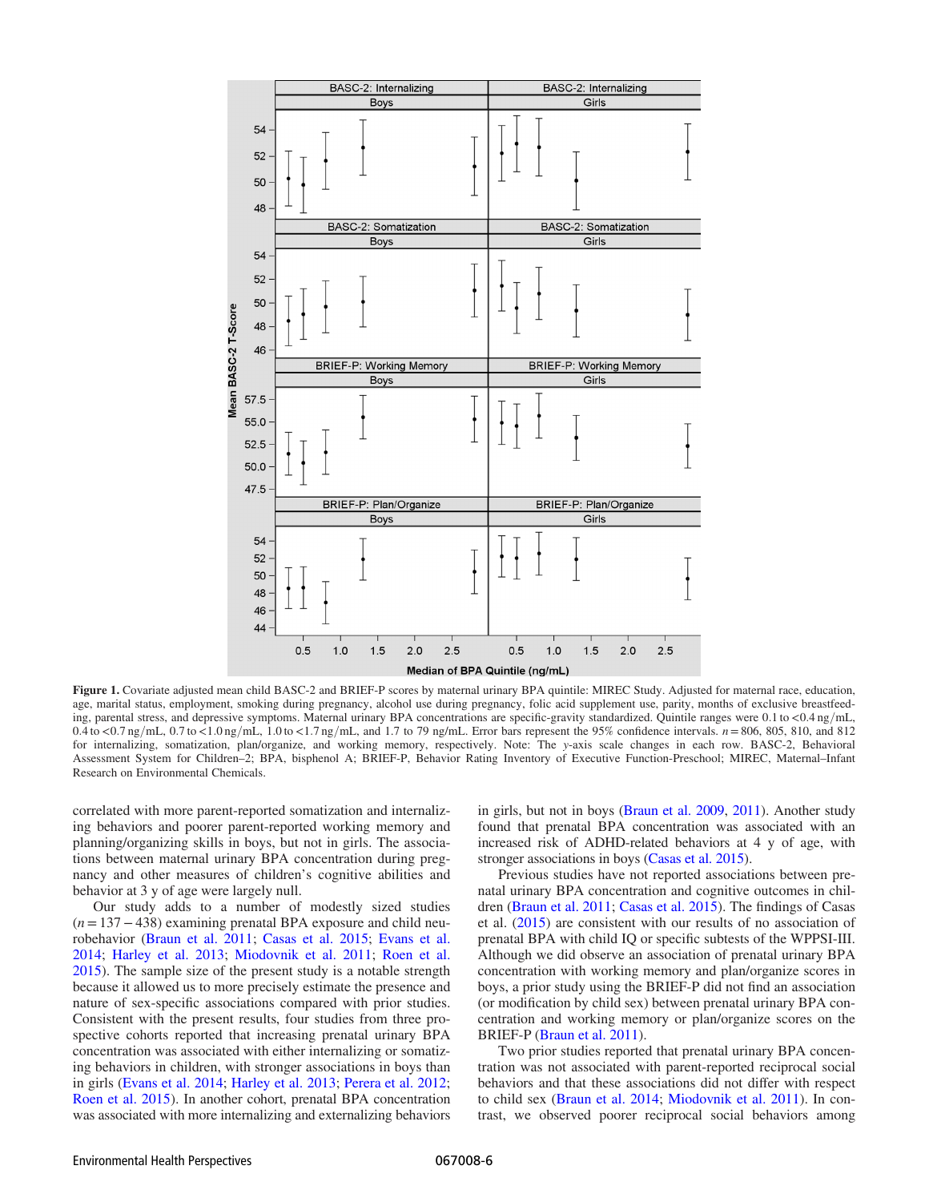Figure 1. Covariate adjusted mean child BASC-2 and BRIEF-P scores by maternal urinary BPA quintile: MIREC Study. Adjusted for maternal race, education, age, marital status, employment, smoking during pregnancy, alcohol use during pregnancy, folic acid supplement use, parity, months of exclusive breastfeeding, parental stress, and depressive symptoms. Maternal urinary BPA concentrations are specific-gravity standardized. Quintile ranges were 0.1 to <0.4 ng/mL, 0.4 to <0.7 ng/mL, 0.7 to <1.0 ng/mL, 1.0 to <1.7 ng/mL, and 1.7 to 79 ng/mL. Error bars represent the 95% confidence intervals. $n = 806$, 805, 810, and 812 for internalizing, somatization, plan/organize, and working memory, respectively. Note: The $y$-axis scale changes in each row. BASC-2, Behavioral Assessment System for Children–2; BPA, bisphenol A; BRIEF-P, Behavior Rating Inventory of Executive Function-Preschool; MIREC, Maternal–Infant Research on Environmental Chemicals.

correlated with more parent-reported somatization and internalizing behaviors and poorer parent-reported working memory and planning/organizing skills in boys, but not in girls. The associations between maternal urinary BPA concentration during pregnancy and other measures of children's cognitive abilities and behavior at 3 y of age were largely null.

Our study adds to a number of modestly sized studies ($n = 137 - 438$) examining prenatal BPA exposure and child neurobehavior (Braun et al. 2011; Casas et al. 2015; Evans et al. 2014; Harley et al. 2013; Miodovnik et al. 2011; Roen et al. 2015). The sample size of the present study is a notable strength because it allowed us to more precisely estimate the presence and nature of sex-specific associations compared with prior studies. Consistent with the present results, four studies from three prospective cohorts reported that increasing prenatal urinary BPA concentration was associated with either internalizing or somatizing behaviors in children, with stronger associations in boys than in girls (Evans et al. 2014; Harley et al. 2013; Perera et al. 2012; Roen et al. 2015). In another cohort, prenatal BPA concentration was associated with more internalizing and externalizing behaviors in girls, but not in boys (Braun et al. 2009, 2011). Another study found that prenatal BPA concentration was associated with an increased risk of ADHD-related behaviors at 4 y of age, with stronger associations in boys (Casas et al. 2015).

Previous studies have not reported associations between prenatal urinary BPA concentration and cognitive outcomes in children (Braun et al. 2011; Casas et al. 2015). The findings of Casas et al. (2015) are consistent with our results of no association of prenatal BPA with child IQ or specific subtests of the WPPSI-III. Although we did observe an association of prenatal urinary BPA concentration with working memory and plan/organize scores in boys, a prior study using the BRIEF-P did not find an association (or modification by child sex) between prenatal urinary BPA concentration and working memory or plan/organize scores on the BRIEF-P (Braun et al. 2011).

Two prior studies reported that prenatal urinary BPA concentration was not associated with parent-reported reciprocal social behaviors and that these associations did not differ with respect to child sex (Braun et al. 2014; Miodovnik et al. 2011). In contrast, we observed poorer reciprocal social behaviors among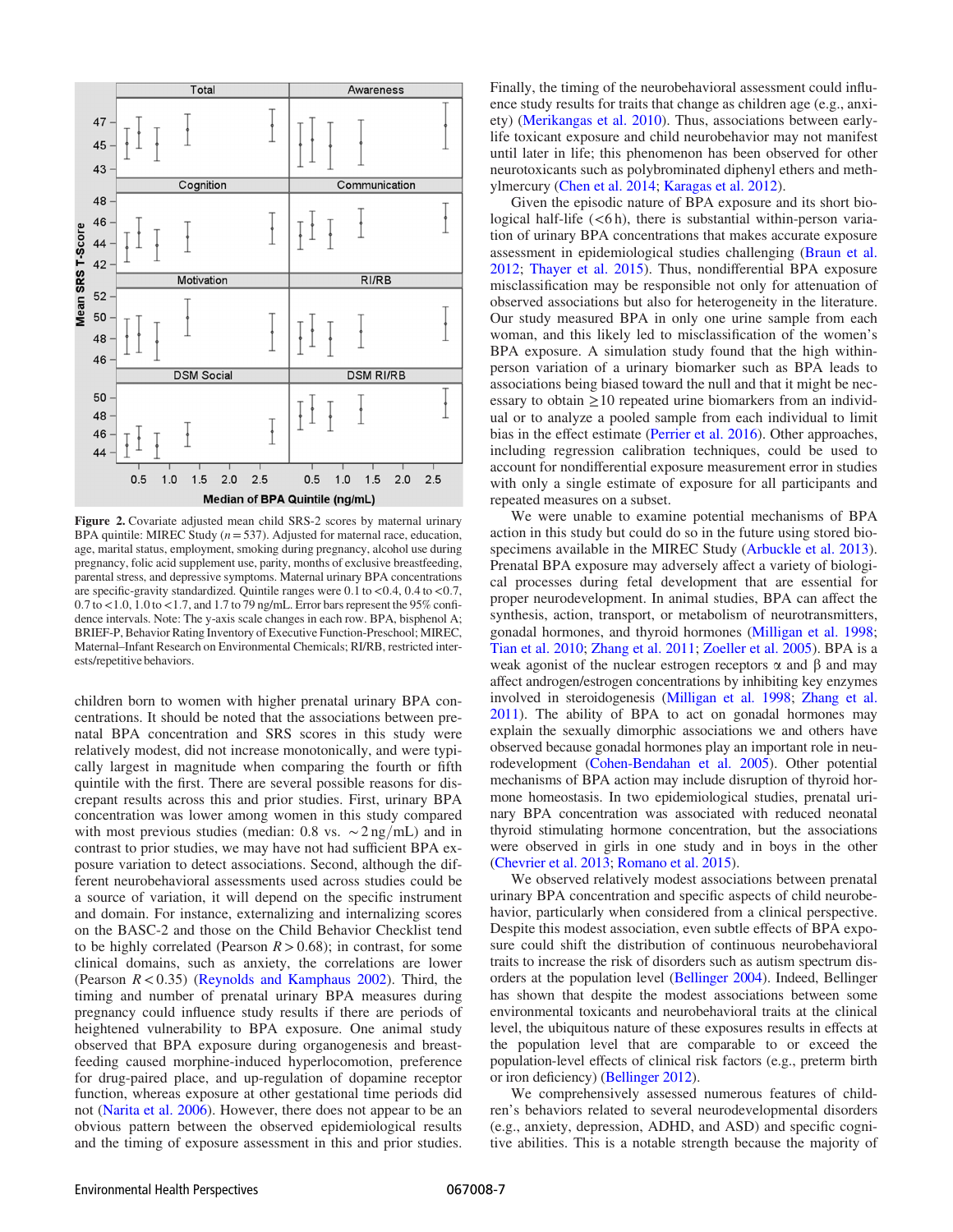**Figure 2.** Covariate adjusted mean child SRS-2 scores by maternal urinary BPA quintile: MIREC Study ($n = 537$). Adjusted for maternal race, education, age, marital status, employment, smoking during pregnancy, alcohol use during pregnancy, folic acid supplement use, parity, months of exclusive breastfeeding, parental stress, and depressive symptoms. Maternal urinary BPA concentrations are specific-gravity standardized. Quintile ranges were 0.1 to <0.4, 0.4 to <0.7, 0.7 to <1.0, 1.0 to <1.7, and 1.7 to 79 ng/mL. Error bars represent the 95% confidence intervals. Note: The y-axis scale changes in each row. BPA, bisphenol A; BRIEF-P, Behavior Rating Inventory of Executive Function-Preschool; MIREC, Maternal–Infant Research on Environmental Chemicals; RI/RB, restricted interests/repetitive behaviors.

children born to women with higher prenatal urinary BPA concentrations. It should be noted that the associations between prenatal BPA concentration and SRS scores in this study were relatively modest, did not increase monotonically, and were typically largest in magnitude when comparing the fourth or fifth quintile with the first. There are several possible reasons for discrepant results across this and prior studies. First, urinary BPA concentration was lower among women in this study compared with most previous studies (median: 0.8 vs. $\sim 2$ ng/mL) and in contrast to prior studies, we may have not had sufficient BPA exposure variation to detect associations. Second, although the different neurobehavioral assessments used across studies could be a source of variation, it will depend on the specific instrument and domain. For instance, externalizing and internalizing scores on the BASC-2 and those on the Child Behavior Checklist tend to be highly correlated (Pearson $R > 0.68$); in contrast, for some clinical domains, such as anxiety, the correlations are lower (Pearson $R < 0.35$) (Reynolds and Kamphaus 2002). Third, the timing and number of prenatal urinary BPA measures during pregnancy could influence study results if there are periods of heightened vulnerability to BPA exposure. One animal study observed that BPA exposure during organogenesis and breastfeeding caused morphine-induced hyperlocomotion, preference for drug-paired place, and up-regulation of dopamine receptor function, whereas exposure at other gestational time periods did not (Narita et al. 2006). However, there does not appear to be an obvious pattern between the observed epidemiological results and the timing of exposure assessment in this and prior studies. Finally, the timing of the neurobehavioral assessment could influence study results for traits that change as children age (e.g., anxiety) (Merikangas et al. 2010). Thus, associations between early-life toxicant exposure and child neurobehavior may not manifest until later in life; this phenomenon has been observed for other neurotoxicants such as polybrominated diphenyl ethers and methylmercury (Chen et al. 2014; Karagas et al. 2012).

Given the episodic nature of BPA exposure and its short biological half-life (<6 h), there is substantial within-person variation of urinary BPA concentrations that makes accurate exposure assessment in epidemiological studies challenging (Braun et al. 2012; Thayer et al. 2015). Thus, nondifferential BPA exposure misclassification may be responsible not only for attenuation of observed associations but also for heterogeneity in the literature. Our study measured BPA in only one urine sample from each woman, and this likely led to misclassification of the women's BPA exposure. A simulation study found that the high within-person variation of a urinary biomarker such as BPA leads to associations being biased toward the null and that it might be necessary to obtain $\geq 10$ repeated urine biomarkers from an individual or to analyze a pooled sample from each individual to limit bias in the effect estimate (Perrier et al. 2016). Other approaches, including regression calibration techniques, could be used to account for nondifferential exposure measurement error in studies with only a single estimate of exposure for all participants and repeated measures on a subset.

We were unable to examine potential mechanisms of BPA action in this study but could do so in the future using stored biospecimens available in the MIREC Study (Arbuckle et al. 2013). Prenatal BPA exposure may adversely affect a variety of biological processes during fetal development that are essential for proper neurodevelopment. In animal studies, BPA can affect the synthesis, action, transport, or metabolism of neurotransmitters, gonadal hormones, and thyroid hormones (Milligan et al. 1998; Tian et al. 2010; Zhang et al. 2011; Zoeller et al. 2005). BPA is a weak agonist of the nuclear estrogen receptors α and β and may affect androgen/estrogen concentrations by inhibiting key enzymes involved in steroidogenesis (Milligan et al. 1998; Zhang et al. 2011). The ability of BPA to act on gonadal hormones may explain the sexually dimorphic associations we and others have observed because gonadal hormones play an important role in neurodevelopment (Cohen-Bendahan et al. 2005). Other potential mechanisms of BPA action may include disruption of thyroid hormone homeostasis. In two epidemiological studies, prenatal urinary BPA concentration was associated with reduced neonatal thyroid stimulating hormone concentration, but the associations were observed in girls in one study and in boys in the other (Chevrier et al. 2013; Romano et al. 2015).

We observed relatively modest associations between prenatal urinary BPA concentration and specific aspects of child neurobehavior, particularly when considered from a clinical perspective. Despite this modest association, even subtle effects of BPA exposure could shift the distribution of continuous neurobehavioral traits to increase the risk of disorders such as autism spectrum disorders at the population level (Bellinger 2004). Indeed, Bellinger has shown that despite the modest associations between some environmental toxicants and neurobehavioral traits at the clinical level, the ubiquitous nature of these exposures results in effects at the population level that are comparable to or exceed the population-level effects of clinical risk factors (e.g., preterm birth or iron deficiency) (Bellinger 2012).

We comprehensively assessed numerous features of children's behaviors related to several neurodevelopmental disorders (e.g., anxiety, depression, ADHD, and ASD) and specific cognitive abilities. This is a notable strength because the majority of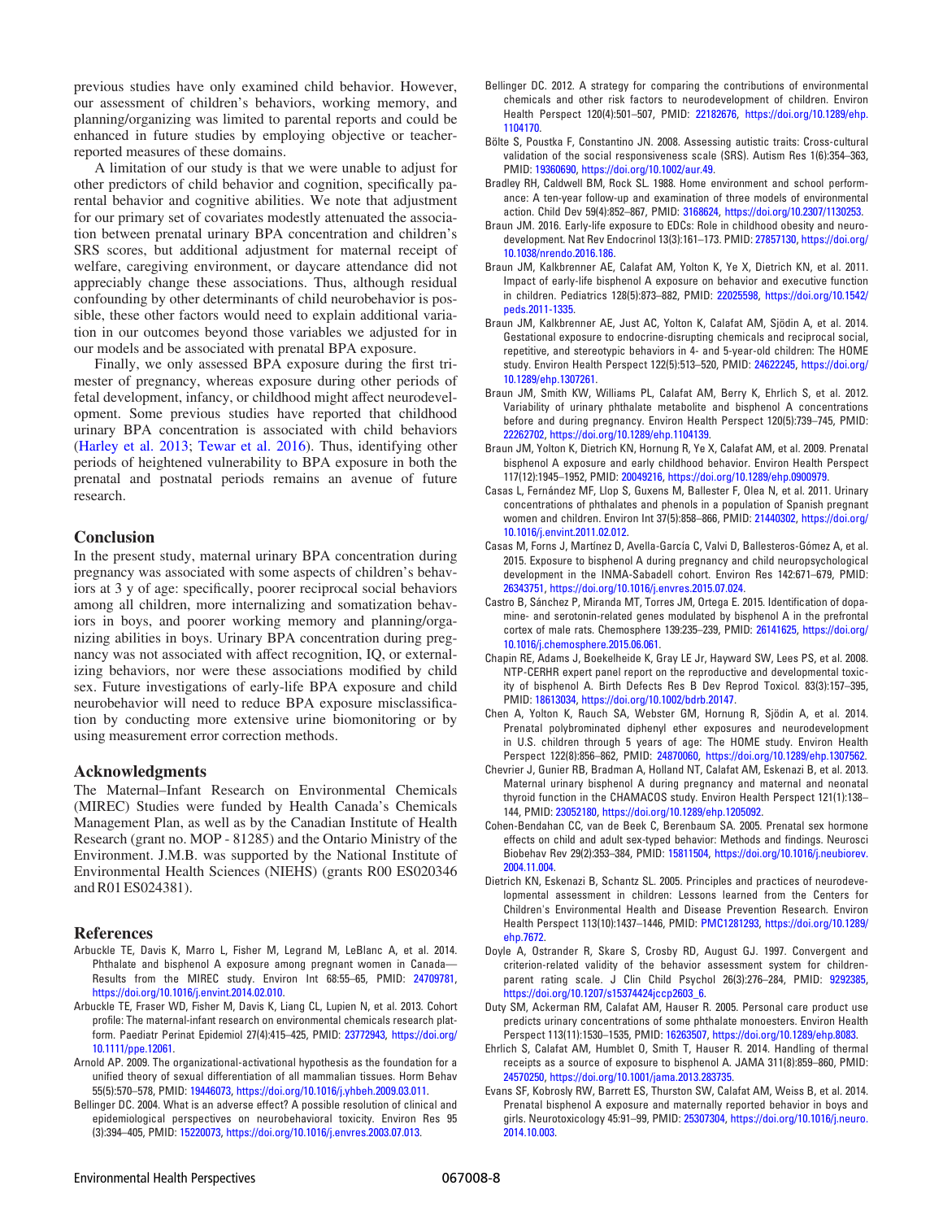previous studies have only examined child behavior. However, our assessment of children's behaviors, working memory, and planning/organizing was limited to parental reports and could be enhanced in future studies by employing objective or teacher-reported measures of these domains.

A limitation of our study is that we were unable to adjust for other predictors of child behavior and cognition, specifically parental behavior and cognitive abilities. We note that adjustment for our primary set of covariates modestly attenuated the association between prenatal urinary BPA concentration and children's SRS scores, but additional adjustment for maternal receipt of welfare, caregiving environment, or daycare attendance did not appreciably change these associations. Thus, although residual confounding by other determinants of child neurobehavior is possible, these other factors would need to explain additional variation in our outcomes beyond those variables we adjusted for in our models and be associated with prenatal BPA exposure.

Finally, we only assessed BPA exposure during the first trimester of pregnancy, whereas exposure during other periods of fetal development, infancy, or childhood might affect neurodevelopment. Some previous studies have reported that childhood urinary BPA concentration is associated with child behaviors (Harley et al. 2013; Tewar et al. 2016). Thus, identifying other periods of heightened vulnerability to BPA exposure in both the prenatal and postnatal periods remains an avenue of future research.

## Conclusion

In the present study, maternal urinary BPA concentration during pregnancy was associated with some aspects of children's behaviors at 3 y of age: specifically, poorer reciprocal social behaviors among all children, more internalizing and somatization behaviors in boys, and poorer working memory and planning/organizing abilities in boys. Urinary BPA concentration during pregnancy was not associated with affect recognition, IQ, or externalizing behaviors, nor were these associations modified by child sex. Future investigations of early-life BPA exposure and child neurobehavior will need to reduce BPA exposure misclassification by conducting more extensive urine biomonitoring or by using measurement error correction methods.

## Acknowledgments

The Maternal–Infant Research on Environmental Chemicals (MIREC) Studies were funded by Health Canada's Chemicals Management Plan, as well as by the Canadian Institute of Health Research (grant no. MOP - 81285) and the Ontario Ministry of the Environment. J.M.B. was supported by the National Institute of Environmental Health Sciences (NIEHS) (grants R00 ES020346 and R01 ES024381).

## References

Arbuckle TE, Davis K, Marro L, Fisher M, Legrand M, LeBlanc A, et al. 2014. Phthalate and bisphenol A exposure among pregnant women in Canada—Results from the MIREC study. Environ Int 68:55–65, PMID: 24709781, https://doi.org/10.1016/j.envint.2014.02.010.

Arbuckle TE, Fraser WD, Fisher M, Davis K, Liang CL, Lupien N, et al. 2013. Cohort profile: The maternal-infant research on environmental chemicals research platform. Paediatr Perinat Epidemiol 27(4):415–425, PMID: 23772943, https://doi.org/10.1111/ppe.12061.

Arnold AP. 2009. The organizational-activational hypothesis as the foundation for a unified theory of sexual differentiation of all mammalian tissues. Horm Behav 55(5):570–578, PMID: 19446073, https://doi.org/10.1016/j.yhbeh.2009.03.011.

Bellinger DC. 2004. What is an adverse effect? A possible resolution of clinical and epidemiological perspectives on neurobehavioral toxicity. Environ Res 95 (3):394–405, PMID: 15220073, https://doi.org/10.1016/j.envres.2003.07.013.

Bellinger DC. 2012. A strategy for comparing the contributions of environmental chemicals and other risk factors to neurodevelopment of children. Environ Health Perspect 120(4):501–507, PMID: 22182676, https://doi.org/10.1289/ehp.1104170.

Bölte S, Poustka F, Constantino JN. 2008. Assessing autistic traits: Cross-cultural validation of the social responsiveness scale (SRS). Autism Res 1(6):354–363, PMID: 19360690, https://doi.org/10.1002/aur.49.

Bradley RH, Caldwell BM, Rock SL. 1988. Home environment and school performance: A ten-year follow-up and examination of three models of environmental action. Child Dev 59(4):852–867, PMID: 3168624, https://doi.org/10.2307/1130253.

Braun JM. 2016. Early-life exposure to EDCs: Role in childhood obesity and neurodevelopment. Nat Rev Endocrinol 13(3):161–173. PMID: 27857130, https://doi.org/10.1038/nrendo.2016.186.

Braun JM, Kalkbrenner AE, Calafat AM, Yolton K, Ye X, Dietrich KN, et al. 2011. Impact of early-life bisphenol A exposure on behavior and executive function in children. Pediatrics 128(5):873–882, PMID: 22025598, https://doi.org/10.1542/peds.2011-1335.

Braun JM, Kalkbrenner AE, Just AC, Yolton K, Calafat AM, Sjödin A, et al. 2014. Gestational exposure to endocrine-disrupting chemicals and reciprocal social, repetitive, and stereotypic behaviors in 4- and 5-year-old children: The HOME study. Environ Health Perspect 122(5):513–520, PMID: 24622245, https://doi.org/10.1289/ehp.1307261.

Braun JM, Smith KW, Williams PL, Calafat AM, Berry K, Ehrlich S, et al. 2012. Variability of urinary phthalate metabolite and bisphenol A concentrations before and during pregnancy. Environ Health Perspect 120(5):739–745, PMID: 22262702, https://doi.org/10.1289/ehp.1104139.

Braun JM, Yolton K, Dietrich KN, Hornung R, Ye X, Calafat AM, et al. 2009. Prenatal bisphenol A exposure and early childhood behavior. Environ Health Perspect 117(12):1945–1952, PMID: 20049216, https://doi.org/10.1289/ehp.0900979.

Casas L, Fernández MF, Llop S, Guxens M, Ballester F, Olea N, et al. 2011. Urinary concentrations of phthalates and phenols in a population of Spanish pregnant women and children. Environ Int 37(5):858–866, PMID: 21440302, https://doi.org/10.1016/j.envint.2011.02.012.

Casas M, Forns J, Martínez D, Avella-García C, Valvi D, Ballesteros-Gómez A, et al. 2015. Exposure to bisphenol A during pregnancy and child neuropsychological development in the INMA-Sabadell cohort. Environ Res 142:671–679, PMID: 26343751, https://doi.org/10.1016/j.envres.2015.07.024.

Castro B, Sánchez P, Miranda MT, Torres JM, Ortega E. 2015. Identification of dopamine- and serotonin-related genes modulated by bisphenol A in the prefrontal cortex of male rats. Chemosphere 139:235–239, PMID: 26141625, https://doi.org/10.1016/j.chemosphere.2015.06.061.

Chapin RE, Adams J, Boekelheide K, Gray LE Jr, Hayward SW, Lees PS, et al. 2008. NTP-CERHR expert panel report on the reproductive and developmental toxicity of bisphenol A. Birth Defects Res B Dev Reprod Toxicol. 83(3):157–395, PMID: 18613034, https://doi.org/10.1002/bdrb.20147.

Chen A, Yolton K, Rauch SA, Webster GM, Hornung R, Sjödin A, et al. 2014. Prenatal polybrominated diphenyl ether exposures and neurodevelopment in U.S. children through 5 years of age: The HOME study. Environ Health Perspect 122(8):856–862, PMID: 24870060, https://doi.org/10.1289/ehp.1307562.

Chevrier J, Gunier RB, Bradman A, Holland NT, Calafat AM, Eskenazi B, et al. 2013. Maternal urinary bisphenol A during pregnancy and maternal and neonatal thyroid function in the CHAMACOS study. Environ Health Perspect 121(1):138–144, PMID: 23052180, https://doi.org/10.1289/ehp.1205092.

Cohen-Bendahan CC, van de Beek C, Berenbaum SA. 2005. Prenatal sex hormone effects on child and adult sex-typed behavior: Methods and findings. Neurosci Biobehav Rev 29(2):353–384, PMID: 15811504, https://doi.org/10.1016/j.neubiorev.2004.11.004.

Dietrich KN, Eskenazi B, Schantz SL. 2005. Principles and practices of neurodevelopmental assessment in children: Lessons learned from the Centers for Children's Environmental Health and Disease Prevention Research. Environ Health Perspect 113(10):1437–1446, PMID: PMC1281293, https://doi.org/10.1289/ehp.7672.

Doyle A, Ostrander R, Skare S, Crosby RD, August GJ. 1997. Convergent and criterion-related validity of the behavior assessment system for children-parent rating scale. J Clin Child Psychol 26(3):276–284, PMID: 9292385, https://doi.org/10.1207/s15374424jccp2603_6.

Duty SM, Ackerman RM, Calafat AM, Hauser R. 2005. Personal care product use predicts urinary concentrations of some phthalate monoesters. Environ Health Perspect 113(11):1530–1535, PMID: 16263507, https://doi.org/10.1289/ehp.8083.

Ehrlich S, Calafat AM, Humblet O, Smith T, Hauser R. 2014. Handling of thermal receipts as a source of exposure to bisphenol A. JAMA 311(8):859–860, PMID: 24570250, https://doi.org/10.1001/jama.2013.283735.

Evans SF, Kobrosly RW, Barrett ES, Thurston SW, Calafat AM, Weiss B, et al. 2014. Prenatal bisphenol A exposure and maternally reported behavior in boys and girls. Neurotoxicology 45:91–99, PMID: 25307304, https://doi.org/10.1016/j.neuro.2014.10.003.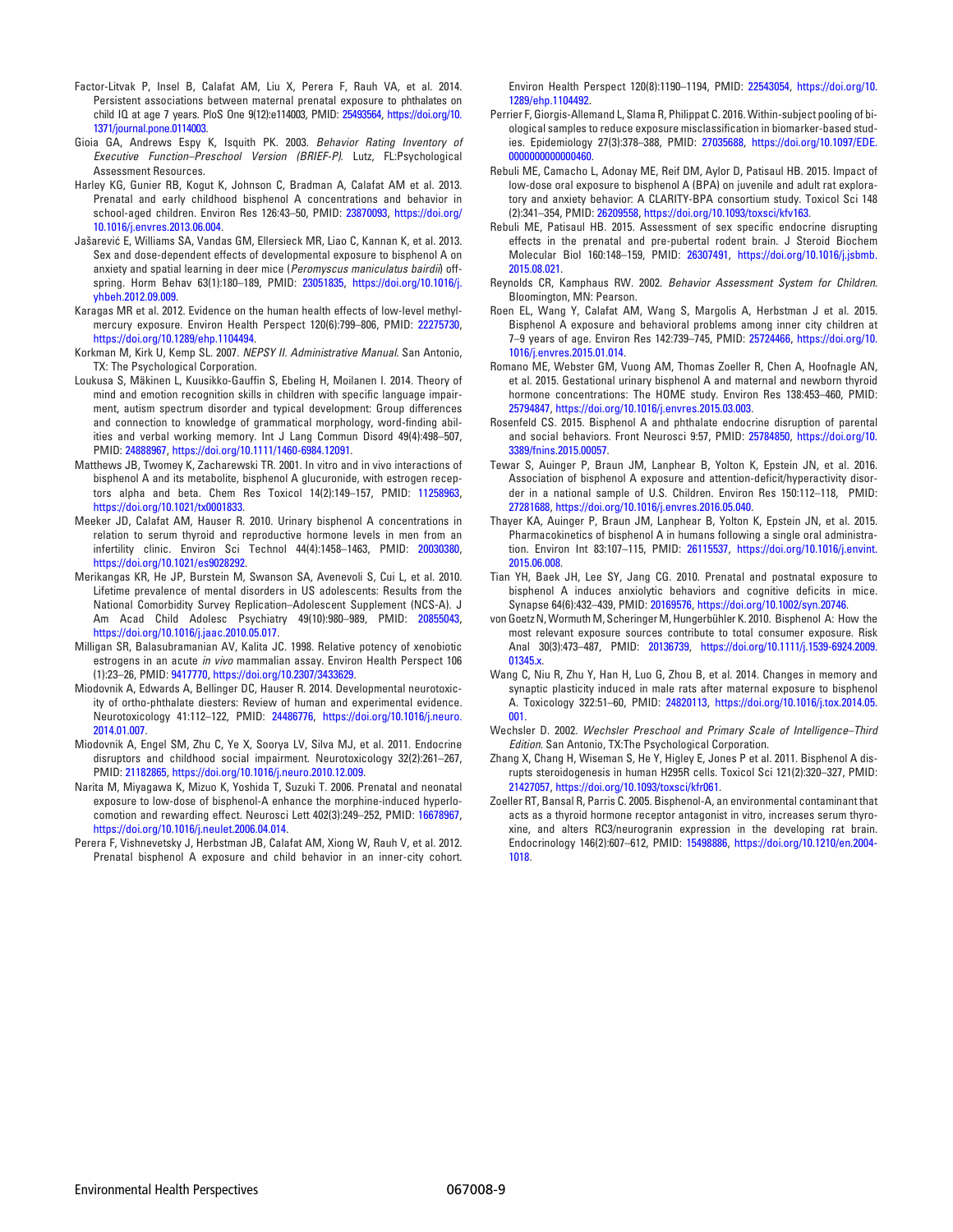Factor-Litvak P, Insel B, Calafat AM, Liu X, Perera F, Rauh VA, et al. 2014. Persistent associations between maternal prenatal exposure to phthalates on child IQ at age 7 years. PloS One 9(12):e114003, PMID: 25493564, https://doi.org/10.1371/journal.pone.0114003.

Gioia GA, Andrews Espy K, Isquith PK. 2003. *Behavior Rating Inventory of Executive Function–Preschool Version (BRIEF-P)*. Lutz, FL:Psychological Assessment Resources.

Harley KG, Gunier RB, Kogut K, Johnson C, Bradman A, Calafat AM et al. 2013. Prenatal and early childhood bisphenol A concentrations and behavior in school-aged children. Environ Res 126:43–50, PMID: 23870093, https://doi.org/10.1016/j.envres.2013.06.004.

Jašarević E, Williams SA, Vandas GM, Ellersieck MR, Liao C, Kannan K, et al. 2013. Sex and dose-dependent effects of developmental exposure to bisphenol A on anxiety and spatial learning in deer mice (*Peromyscus maniculatus bairdii*) offspring. Horm Behav 63(1):180–189, PMID: 23051835, https://doi.org/10.1016/j.yhbeh.2012.09.009.

Karagas MR et al. 2012. Evidence on the human health effects of low-level methylmercury exposure. Environ Health Perspect 120(6):799–806, PMID: 22275730, https://doi.org/10.1289/ehp.1104494.

Korkman M, Kirk U, Kemp SL. 2007. *NEPSY II. Administrative Manual*. San Antonio, TX: The Psychological Corporation.

Loukusa S, Mäkinen L, Kuusikko-Gauffin S, Ebeling H, Moilanen I. 2014. Theory of mind and emotion recognition skills in children with specific language impairment, autism spectrum disorder and typical development: Group differences and connection to knowledge of grammatical morphology, word-finding abilities and verbal working memory. Int J Lang Commun Disord 49(4):498–507, PMID: 24888967, https://doi.org/10.1111/1460-6984.12091.

Matthews JB, Twomey K, Zacharewski TR. 2001. In vitro and in vivo interactions of bisphenol A and its metabolite, bisphenol A glucuronide, with estrogen receptors alpha and beta. Chem Res Toxicol 14(2):149–157, PMID: 11258963, https://doi.org/10.1021/tx0001833.

Meeker JD, Calafat AM, Hauser R. 2010. Urinary bisphenol A concentrations in relation to serum thyroid and reproductive hormone levels in men from an infertility clinic. Environ Sci Technol 44(4):1458–1463, PMID: 20030380, https://doi.org/10.1021/es9028292.

Merikangas KR, He JP, Burstein M, Swanson SA, Avenevoli S, Cui L, et al. 2010. Lifetime prevalence of mental disorders in US adolescents: Results from the National Comorbidity Survey Replication–Adolescent Supplement (NCS-A). J Am Acad Child Adolesc Psychiatry 49(10):980–989, PMID: 20855043, https://doi.org/10.1016/j.jaac.2010.05.017.

Milligan SR, Balasubramanian AV, Kalita JC. 1998. Relative potency of xenobiotic estrogens in an acute *in vivo* mammalian assay. Environ Health Perspect 106 (1):23–26, PMID: 9417770, https://doi.org/10.2307/3433629.

Miodovnik A, Edwards A, Bellinger DC, Hauser R. 2014. Developmental neurotoxicity of ortho-phthalate diesters: Review of human and experimental evidence. Neurotoxicology 41:112–122, PMID: 24486776, https://doi.org/10.1016/j.neuro.2014.01.007.

Miodovnik A, Engel SM, Zhu C, Ye X, Soorya LV, Silva MJ, et al. 2011. Endocrine disruptors and childhood social impairment. Neurotoxicology 32(2):261–267, PMID: 21182865, https://doi.org/10.1016/j.neuro.2010.12.009.

Narita M, Miyagawa K, Mizuo K, Yoshida T, Suzuki T. 2006. Prenatal and neonatal exposure to low-dose of bisphenol-A enhance the morphine-induced hyperlocomotion and rewarding effect. Neurosci Lett 402(3):249–252, PMID: 16678967, https://doi.org/10.1016/j.neulet.2006.04.014.

Perera F, Vishnevetsky J, Herbstman JB, Calafat AM, Xiong W, Rauh V, et al. 2012. Prenatal bisphenol A exposure and child behavior in an inner-city cohort. Environ Health Perspect 120(8):1190–1194, PMID: 22543054, https://doi.org/10.1289/ehp.1104492.

Perrier F, Giorgis-Allemand L, Slama R, Philippat C. 2016. Within-subject pooling of biological samples to reduce exposure misclassification in biomarker-based studies. Epidemiology 27(3):378–388, PMID: 27035688, https://doi.org/10.1097/EDE.0000000000000460.

Rebuli ME, Camacho L, Adonay ME, Reif DM, Aylor D, Patisaul HB. 2015. Impact of low-dose oral exposure to bisphenol A (BPA) on juvenile and adult rat exploratory and anxiety behavior: A CLARITY-BPA consortium study. Toxicol Sci 148 (2):341–354, PMID: 26209558, https://doi.org/10.1093/toxsci/kfv163.

Rebuli ME, Patisaul HB. 2015. Assessment of sex specific endocrine disrupting effects in the prenatal and pre-pubertal rodent brain. J Steroid Biochem Molecular Biol 160:148–159, PMID: 26307491, https://doi.org/10.1016/j.jsbmb.2015.08.021.

Reynolds CR, Kamphaus RW. 2002. *Behavior Assessment System for Children*. Bloomington, MN: Pearson.

Roen EL, Wang Y, Calafat AM, Wang S, Margolis A, Herbstman J et al. 2015. Bisphenol A exposure and behavioral problems among inner city children at 7–9 years of age. Environ Res 142:739–745, PMID: 25724466, https://doi.org/10.1016/j.envres.2015.01.014.

Romano ME, Webster GM, Vuong AM, Thomas Zoeller R, Chen A, Hoofnagle AN, et al. 2015. Gestational urinary bisphenol A and maternal and newborn thyroid hormone concentrations: The HOME study. Environ Res 138:453–460, PMID: 25794847, https://doi.org/10.1016/j.envres.2015.03.003.

Rosenfeld CS. 2015. Bisphenol A and phthalate endocrine disruption of parental and social behaviors. Front Neurosci 9:57, PMID: 25784850, https://doi.org/10.3389/fnins.2015.00057.

Tewar S, Auinger P, Braun JM, Lanphear B, Yolton K, Epstein JN, et al. 2016. Association of bisphenol A exposure and attention-deficit/hyperactivity disorder in a national sample of U.S. Children. Environ Res 150:112–118, PMID: 27281688, https://doi.org/10.1016/j.envres.2016.05.040.

Thayer KA, Auinger P, Braun JM, Lanphear B, Yolton K, Epstein JN, et al. 2015. Pharmacokinetics of bisphenol A in humans following a single oral administration. Environ Int 83:107–115, PMID: 26115537, https://doi.org/10.1016/j.envint.2015.06.008.

Tian YH, Baek JH, Lee SY, Jang CG. 2010. Prenatal and postnatal exposure to bisphenol A induces anxiolytic behaviors and cognitive deficits in mice. Synapse 64(6):432–439, PMID: 20169576, https://doi.org/10.1002/syn.20746.

von Goetz N, Wormuth M, Scheringer M, Hungerbühler K. 2010. Bisphenol A: How the most relevant exposure sources contribute to total consumer exposure. Risk Anal 30(3):473–487, PMID: 20136739, https://doi.org/10.1111/j.1539-6924.2009.01345.x.

Wang C, Niu R, Zhu Y, Han H, Luo G, Zhou B, et al. 2014. Changes in memory and synaptic plasticity induced in male rats after maternal exposure to bisphenol A. Toxicology 322:51–60, PMID: 24820113, https://doi.org/10.1016/j.tox.2014.05.001.

Wechsler D. 2002. *Wechsler Preschool and Primary Scale of Intelligence–Third Edition*. San Antonio, TX:The Psychological Corporation.

Zhang X, Chang H, Wiseman S, He Y, Higley E, Jones P et al. 2011. Bisphenol A disrupts steroidogenesis in human H295R cells. Toxicol Sci 121(2):320–327, PMID: 21427057, https://doi.org/10.1093/toxsci/kfr061.

Zoeller RT, Bansal R, Parris C. 2005. Bisphenol-A, an environmental contaminant that acts as a thyroid hormone receptor antagonist in vitro, increases serum thyroxine, and alters RC3/neurogranin expression in the developing rat brain. Endocrinology 146(2):607–612, PMID: 15498886, https://doi.org/10.1210/en.2004-1018.